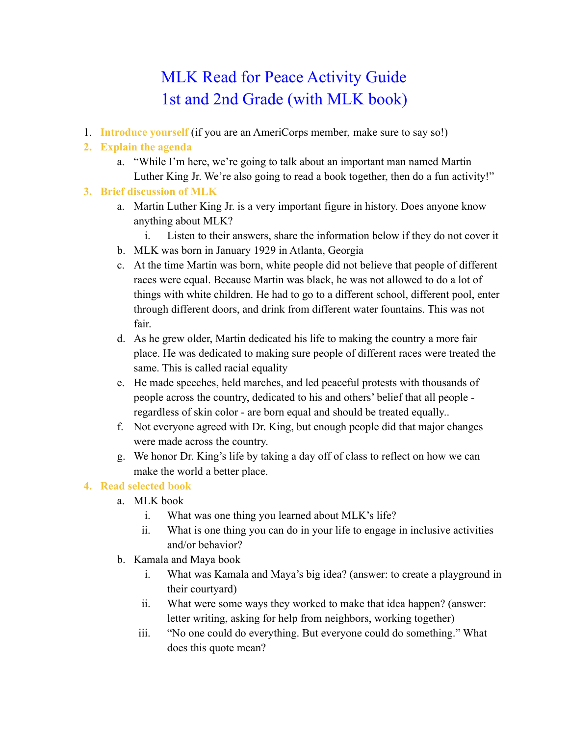# MLK Read for Peace Activity Guide
# 1st and 2nd Grade (with MLK book)

1. **Introduce yourself** (if you are an AmeriCorps member, make sure to say so!)
2. **Explain the agenda**
   a. "While I'm here, we're going to talk about an important man named Martin Luther King Jr. We're also going to read a book together, then do a fun activity!"
3. **Brief discussion of MLK**
   a. Martin Luther King Jr. is a very important figure in history. Does anyone know anything about MLK?
      i. Listen to their answers, share the information below if they do not cover it
   b. MLK was born in January 1929 in Atlanta, Georgia
   c. At the time Martin was born, white people did not believe that people of different races were equal. Because Martin was black, he was not allowed to do a lot of things with white children. He had to go to a different school, different pool, enter through different doors, and drink from different water fountains. This was not fair.
   d. As he grew older, Martin dedicated his life to making the country a more fair place. He was dedicated to making sure people of different races were treated the same. This is called racial equality
   e. He made speeches, held marches, and led peaceful protests with thousands of people across the country, dedicated to his and others' belief that all people - regardless of skin color - are born equal and should be treated equally..
   f. Not everyone agreed with Dr. King, but enough people did that major changes were made across the country.
   g. We honor Dr. King's life by taking a day off of class to reflect on how we can make the world a better place.
4. **Read selected book**
   a. MLK book
      i. What was one thing you learned about MLK's life?
      ii. What is one thing you can do in your life to engage in inclusive activities and/or behavior?
   b. Kamala and Maya book
      i. What was Kamala and Maya's big idea? (answer: to create a playground in their courtyard)
      ii. What were some ways they worked to make that idea happen? (answer: letter writing, asking for help from neighbors, working together)
      iii. "No one could do everything. But everyone could do something." What does this quote mean?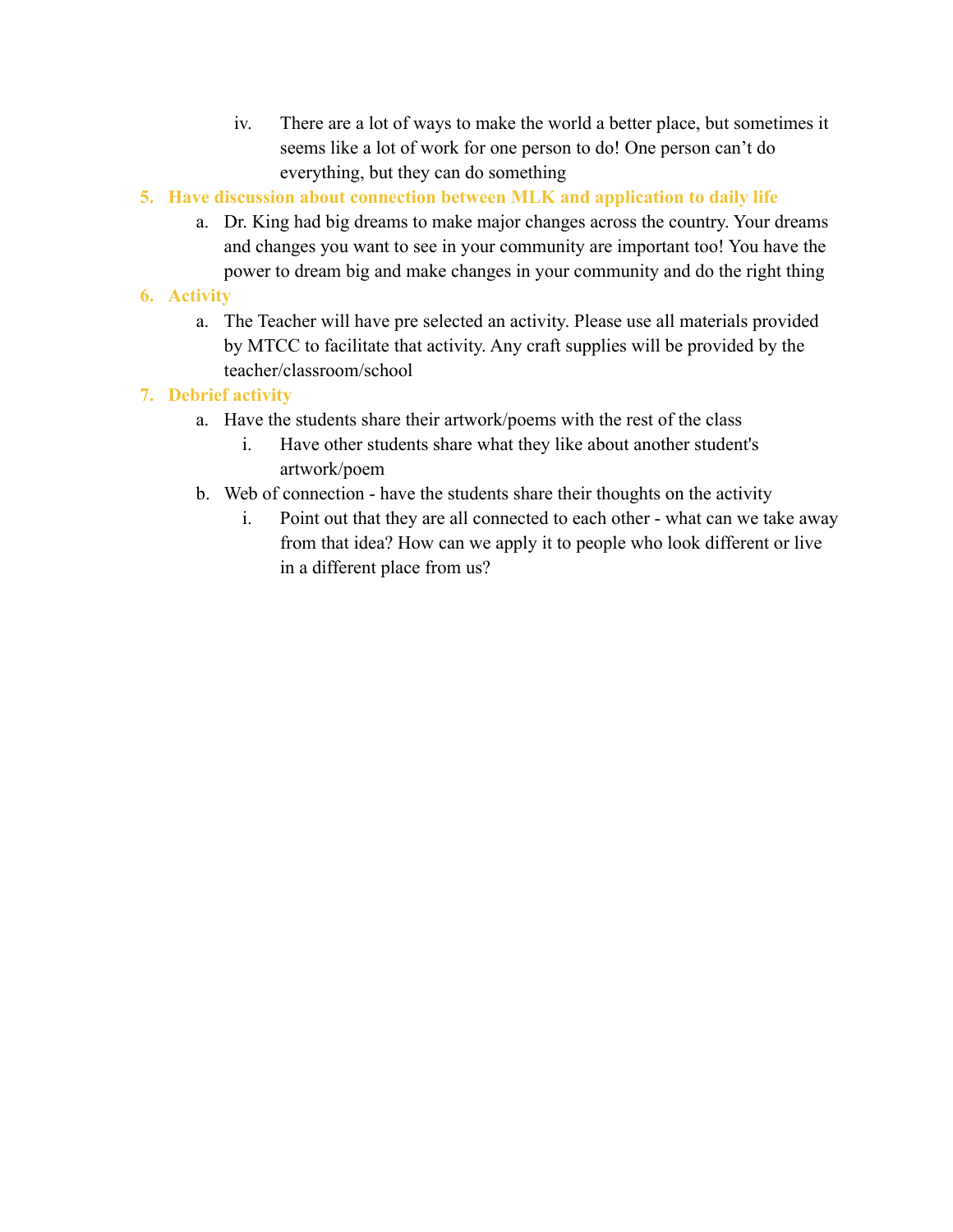iv. There are a lot of ways to make the world a better place, but sometimes it seems like a lot of work for one person to do! One person can't do everything, but they can do something

5. **Have discussion about connection between MLK and application to daily life**
   a. Dr. King had big dreams to make major changes across the country. Your dreams and changes you want to see in your community are important too! You have the power to dream big and make changes in your community and do the right thing

6. **Activity**
   a. The Teacher will have pre selected an activity. Please use all materials provided by MTCC to facilitate that activity. Any craft supplies will be provided by the teacher/classroom/school

7. **Debrief activity**
   a. Have the students share their artwork/poems with the rest of the class
      i. Have other students share what they like about another student's artwork/poem
   b. Web of connection - have the students share their thoughts on the activity
      i. Point out that they are all connected to each other - what can we take away from that idea? How can we apply it to people who look different or live in a different place from us?